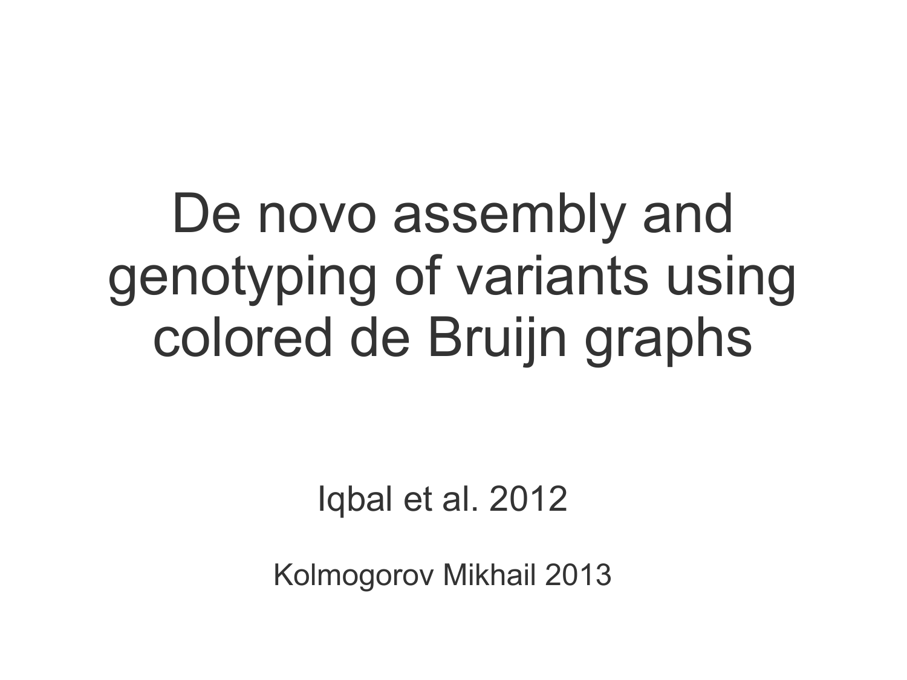# De novo assembly and genotyping of variants using colored de Bruijn graphs

Iqbal et al. 2012

Kolmogorov Mikhail 2013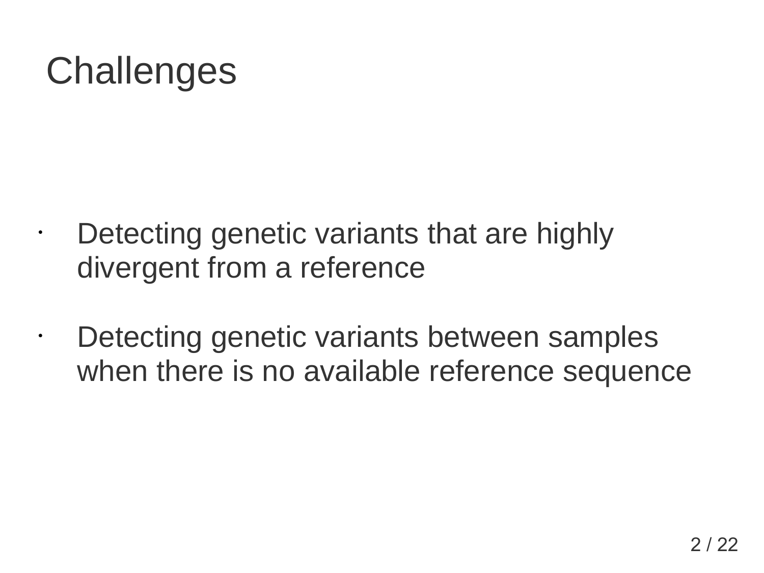# Challenges

- Detecting genetic variants that are highly divergent from a reference
- Detecting genetic variants between samples when there is no available reference sequence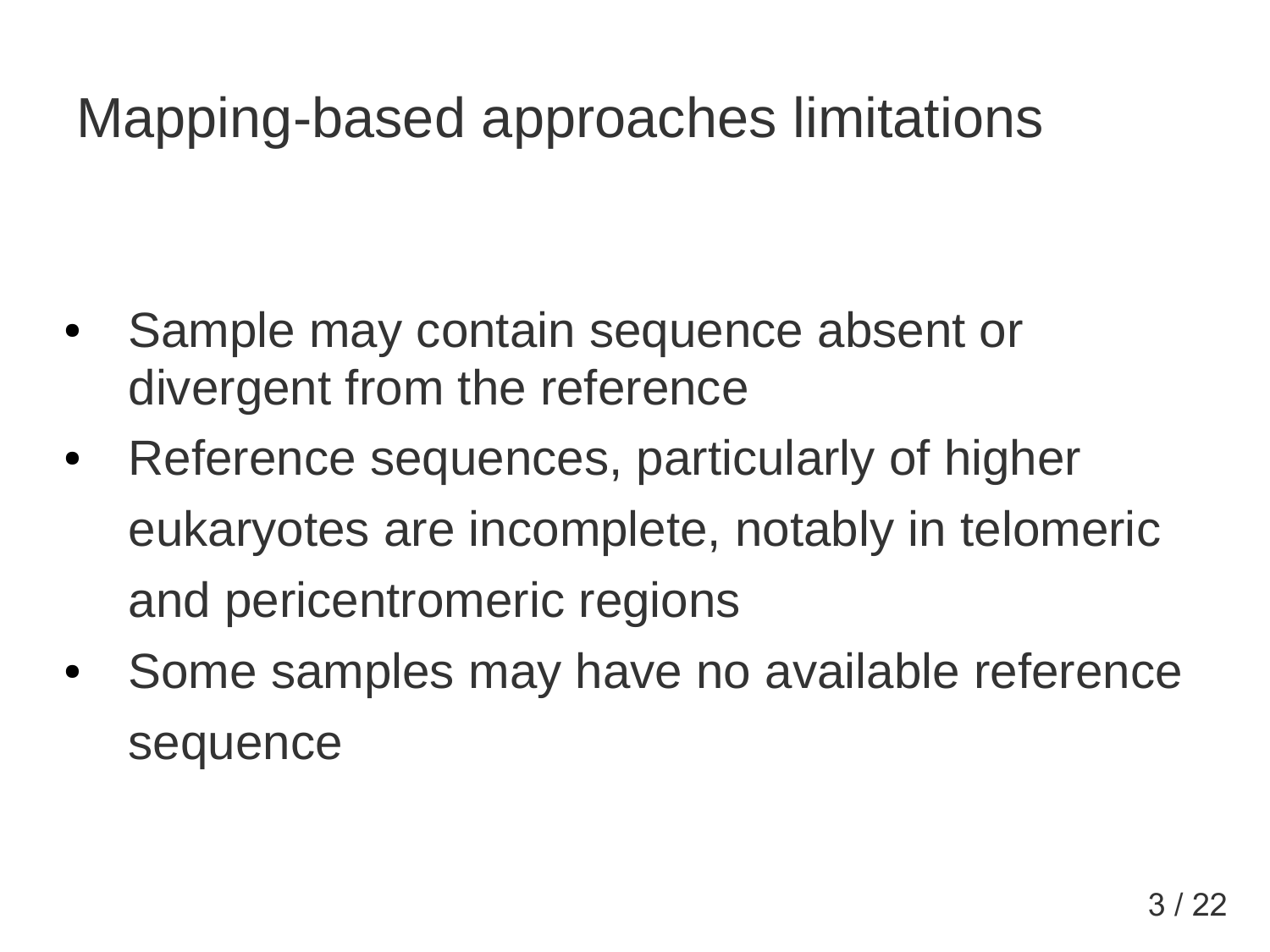# Mapping-based approaches limitations

- Sample may contain sequence absent or divergent from the reference
- Reference sequences, particularly of higher eukaryotes are incomplete, notably in telomeric and pericentromeric regions
- Some samples may have no available reference sequence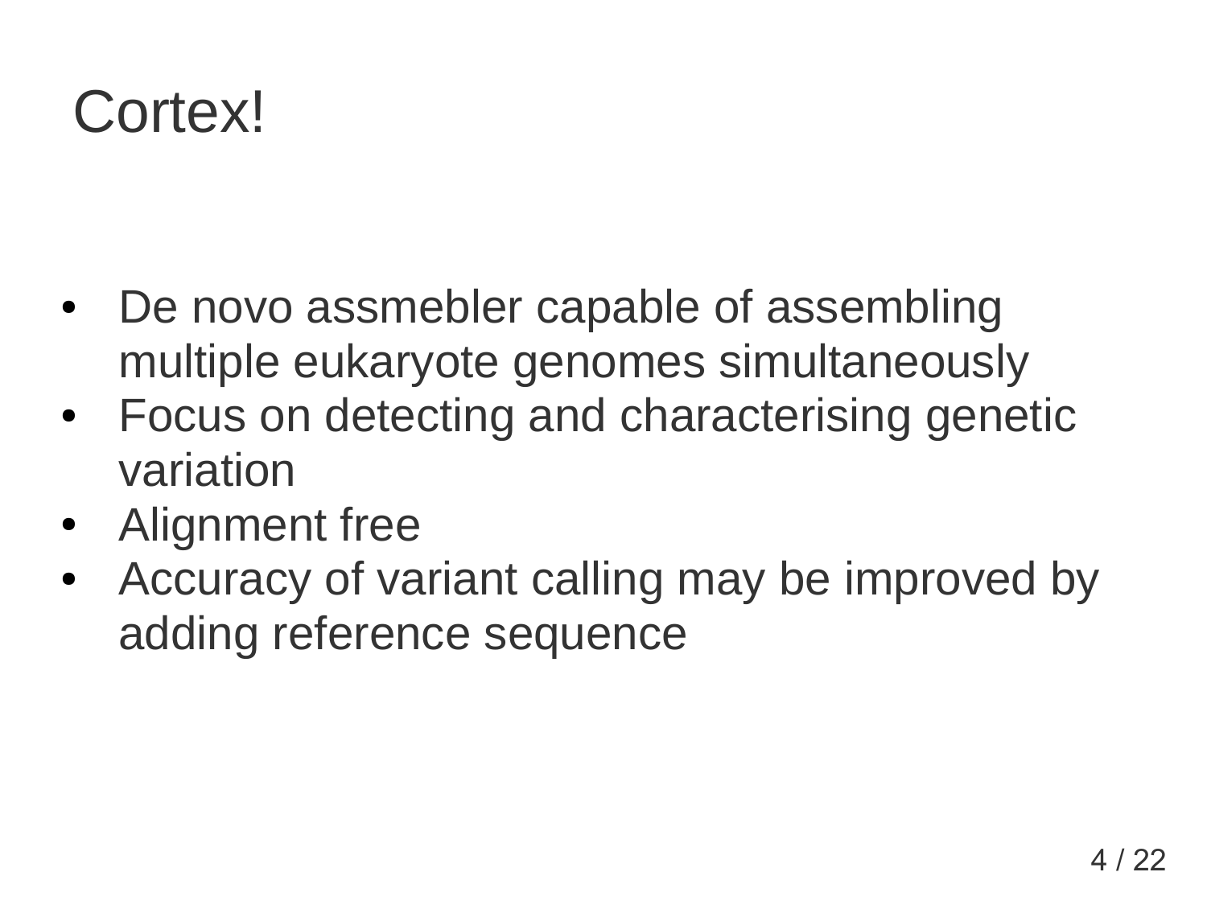# Cortex!

- De novo assmebler capable of assembling multiple eukaryote genomes simultaneously
- Focus on detecting and characterising genetic variation
- Alignment free
- Accuracy of variant calling may be improved by adding reference sequence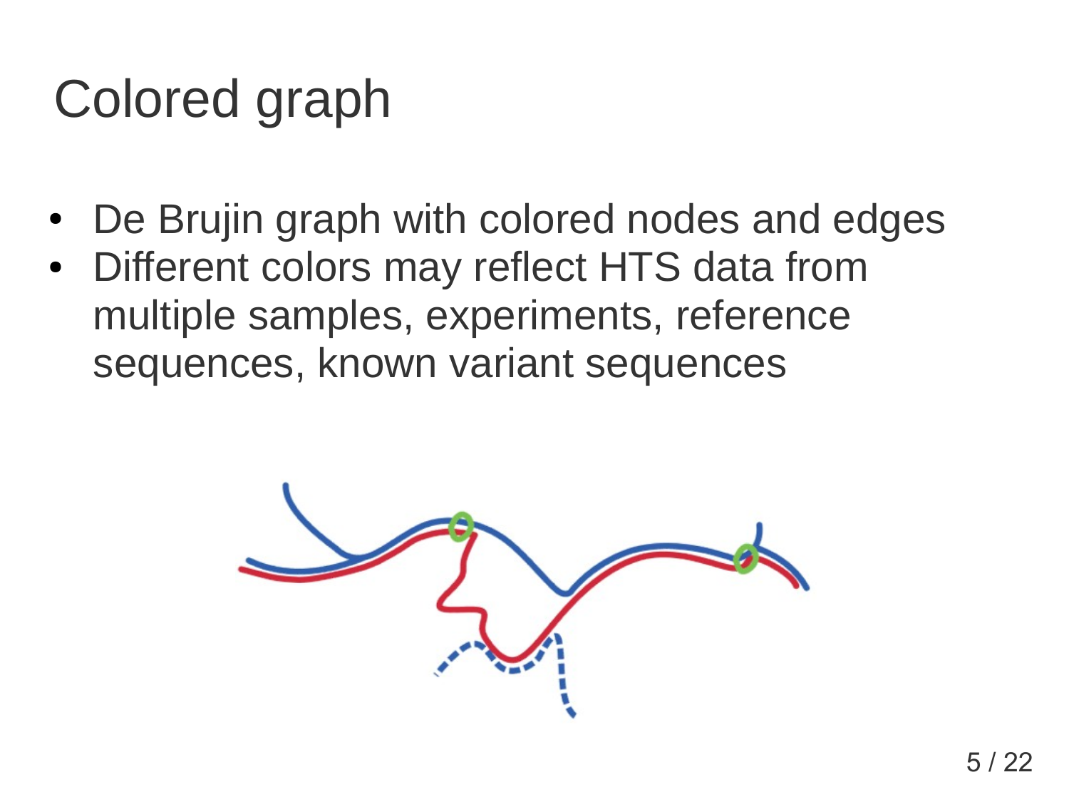# Colored graph

- De Brujin graph with colored nodes and edges
- Different colors may reflect HTS data from multiple samples, experiments, reference sequences, known variant sequences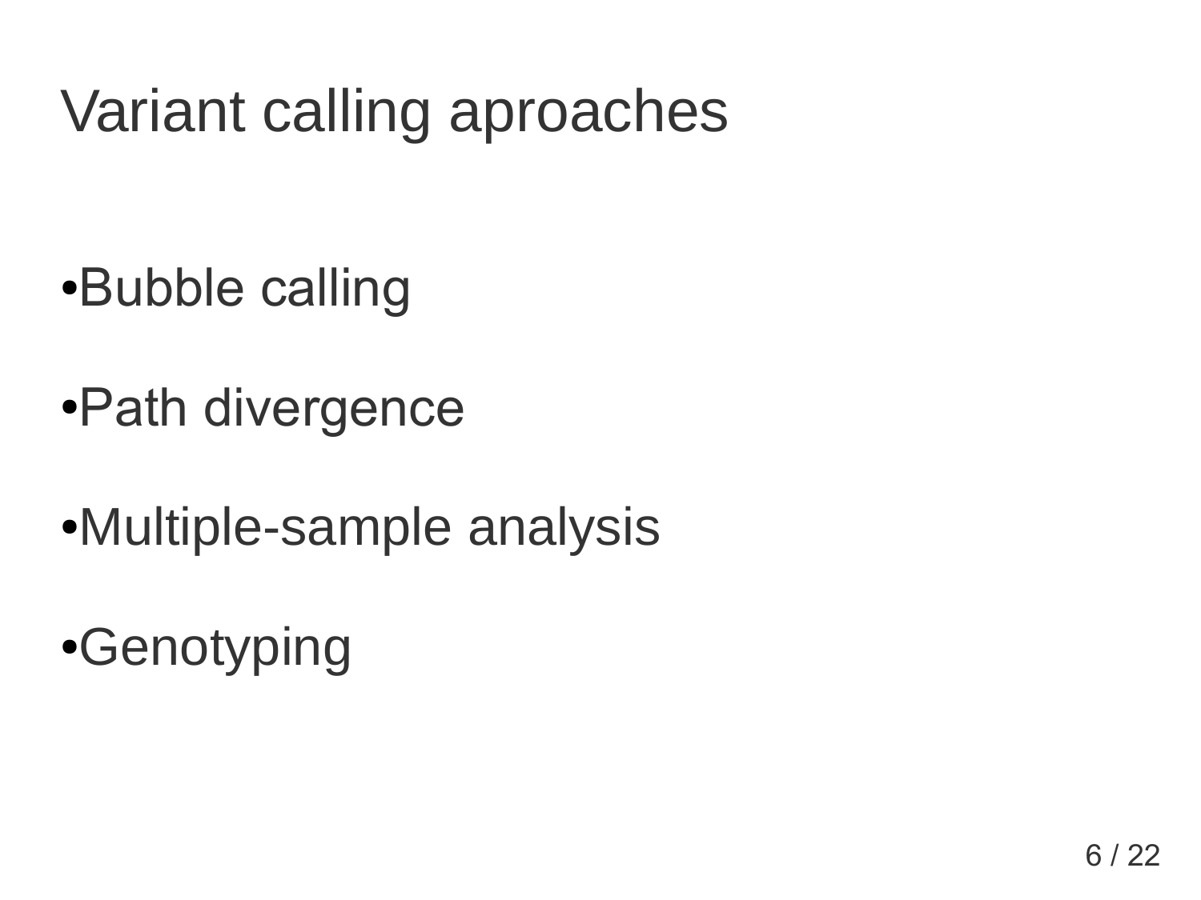# Variant calling aproaches

- Bubble calling
- Path divergence
- Multiple-sample analysis
- Genotyping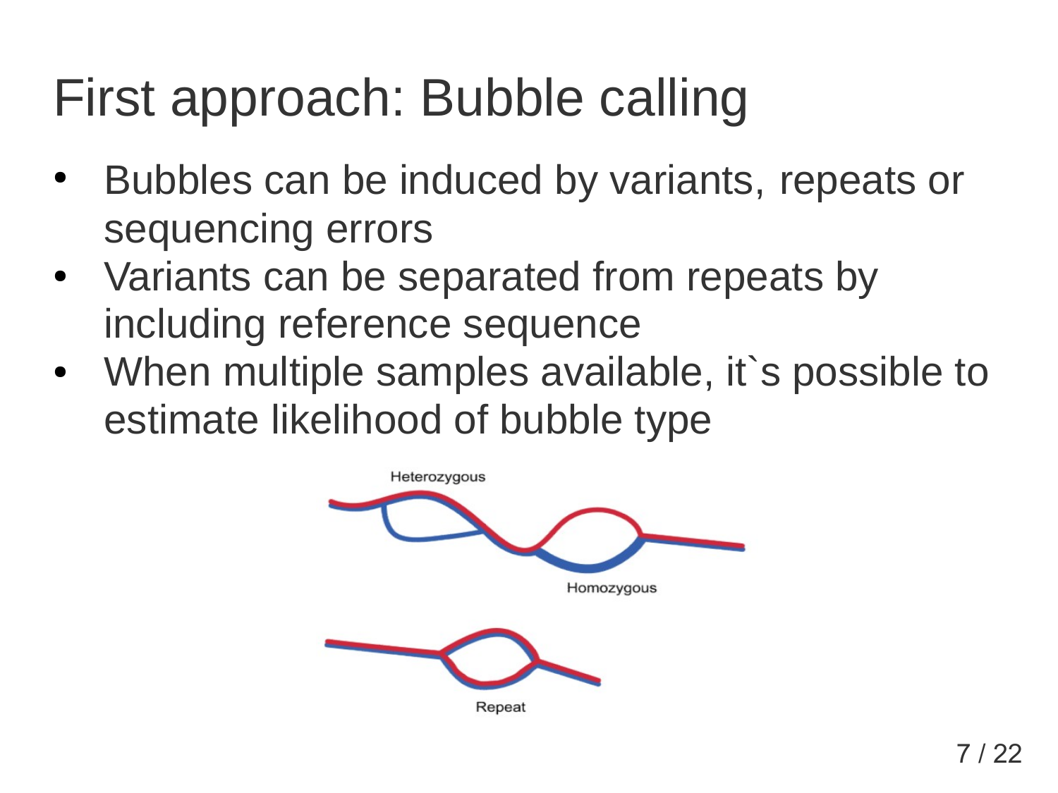# First approach: Bubble calling

- Bubbles can be induced by variants, repeats or sequencing errors
- Variants can be separated from repeats by including reference sequence
- When multiple samples available, it`s possible to estimate likelihood of bubble type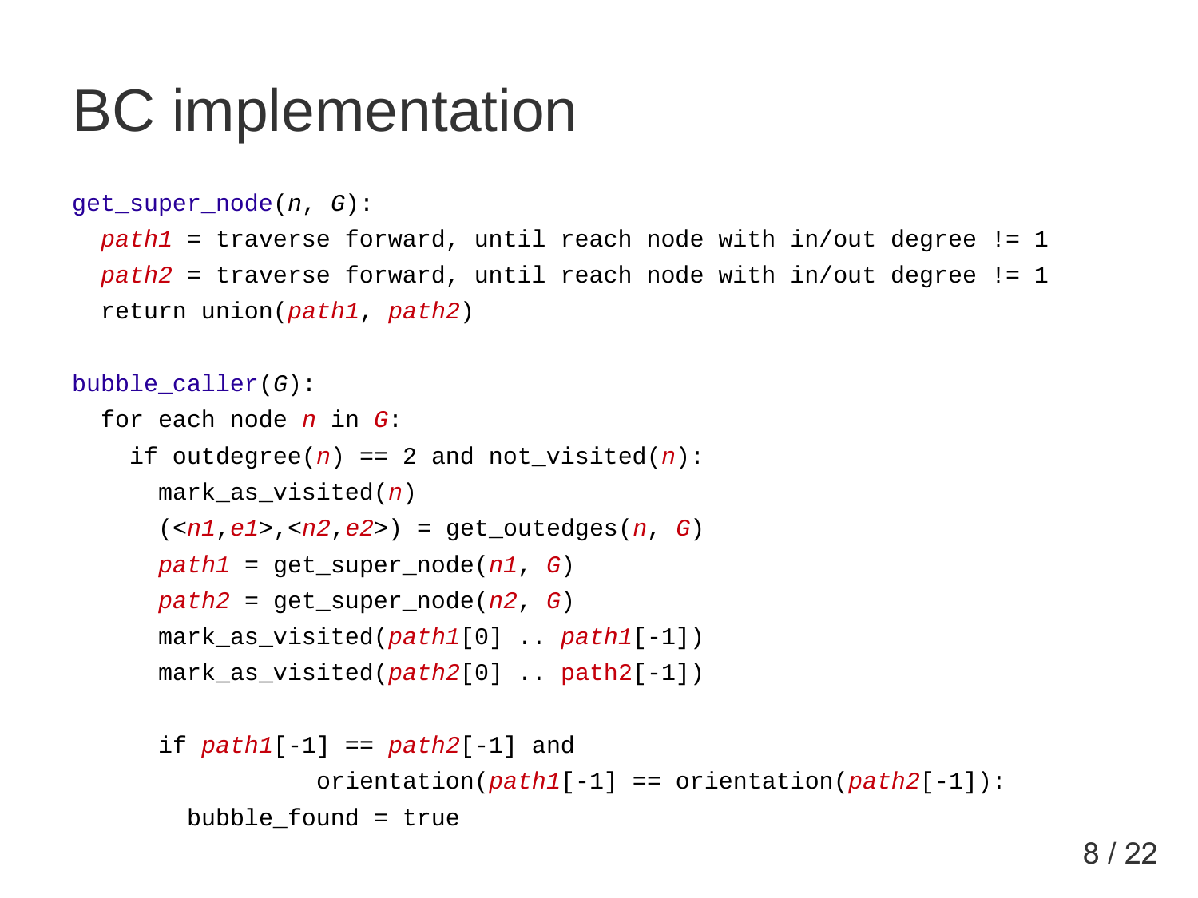# BC implementation

```
get_super_node(n, G):
  path1 = traverse forward, until reach node with in/out degree != 1
  path2 = traverse forward, until reach node with in/out degree != 1
  return union(path1, path2)

bubble_caller(G):
  for each node n in G:
    if outdegree(n) == 2 and not_visited(n):
      mark_as_visited(n)
      (<n1,e1>,<n2,e2>) = get_outedges(n, G)
      path1 = get_super_node(n1, G)
      path2 = get_super_node(n2, G)
      mark_as_visited(path1[0] .. path1[-1])
      mark_as_visited(path2[0] .. path2[-1])

      if path1[-1] == path2[-1] and
                 orientation(path1[-1] == orientation(path2[-1]):
        bubble_found = true
```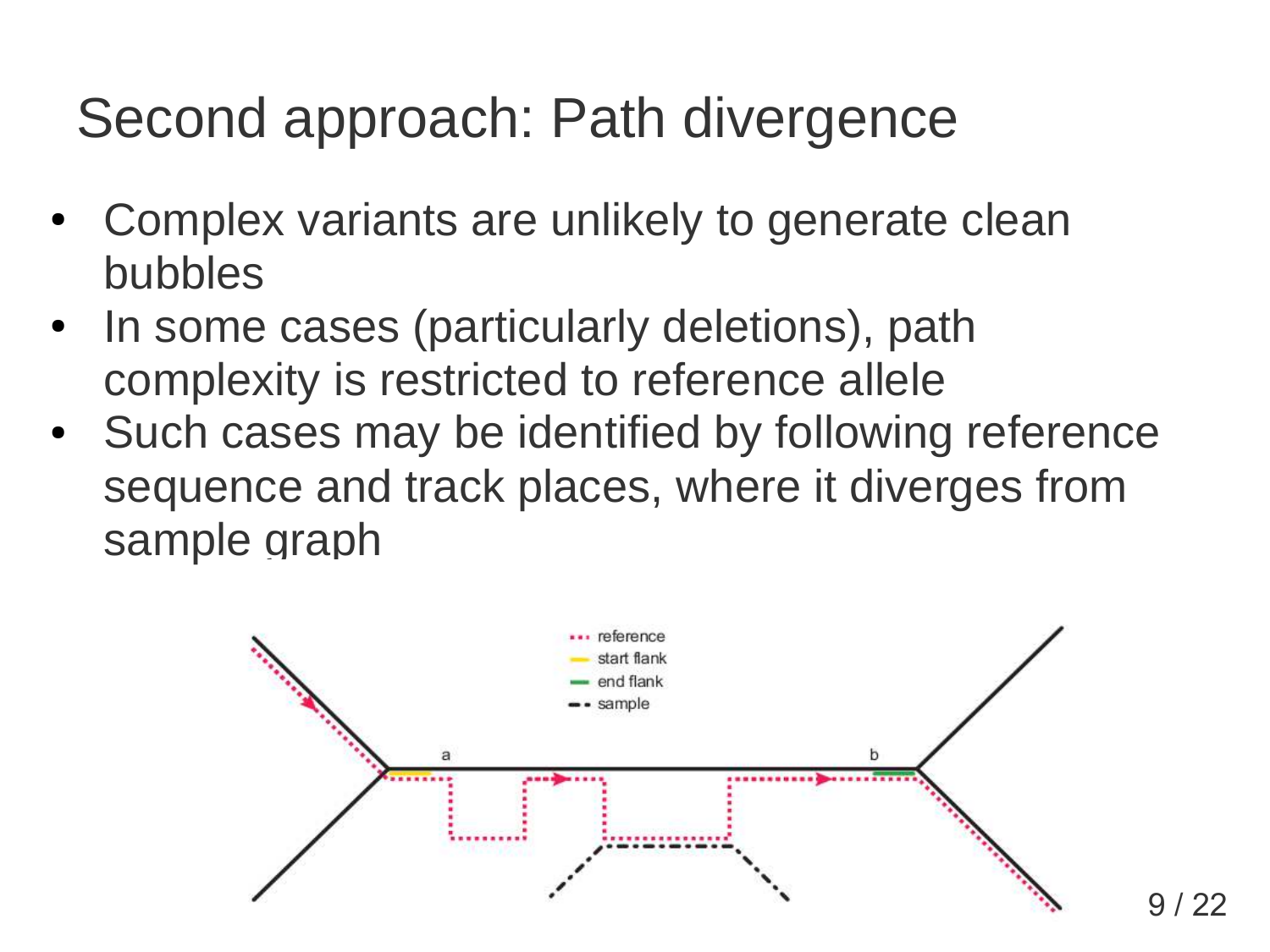# Second approach: Path divergence

- Complex variants are unlikely to generate clean bubbles
- In some cases (particularly deletions), path complexity is restricted to reference allele
- Such cases may be identified by following reference sequence and track places, where it diverges from sample graph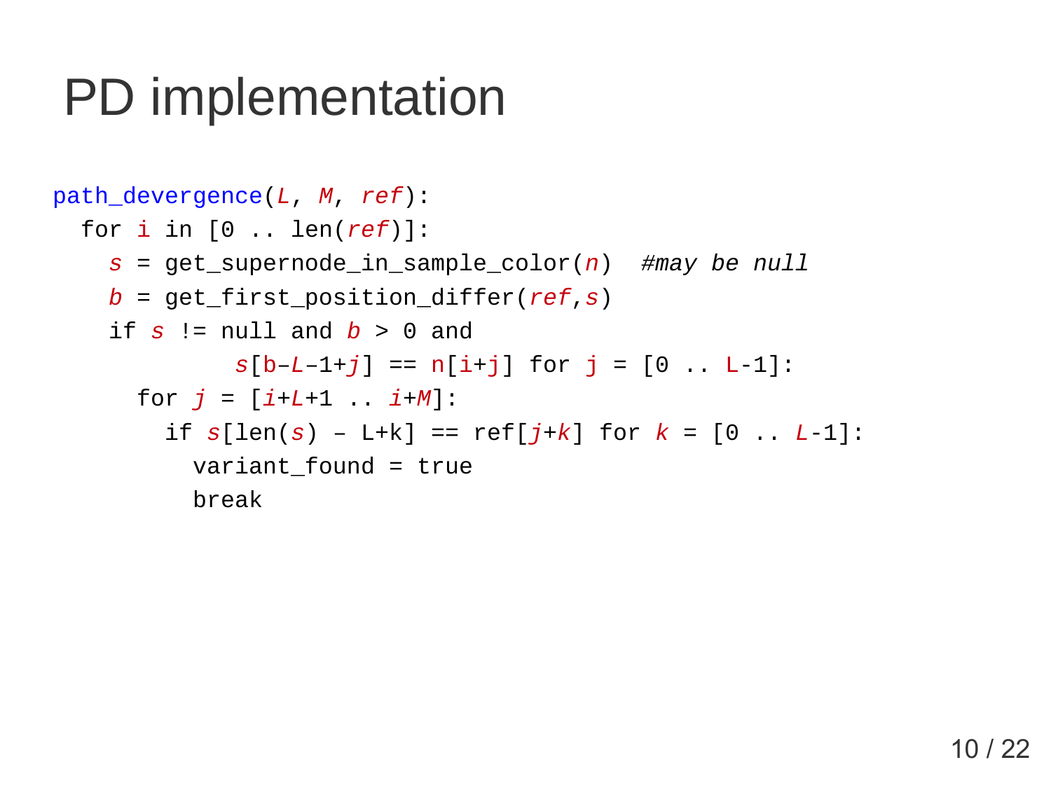# PD implementation

```
path_divergence(L, M, ref):
  for i in [0 .. len(ref)]:
    s = get_supernode_in_sample_color(n)  #may be null
    b = get_first_position_differ(ref,s)
    if s != null and b > 0 and
            s[b–L–1+j] == n[i+j] for j = [0 .. L-1]:
      for j = [i+L+1 .. i+M]:
        if s[len(s) – L+k] == ref[j+k] for k = [0 .. L-1]:
          variant_found = true
          break
```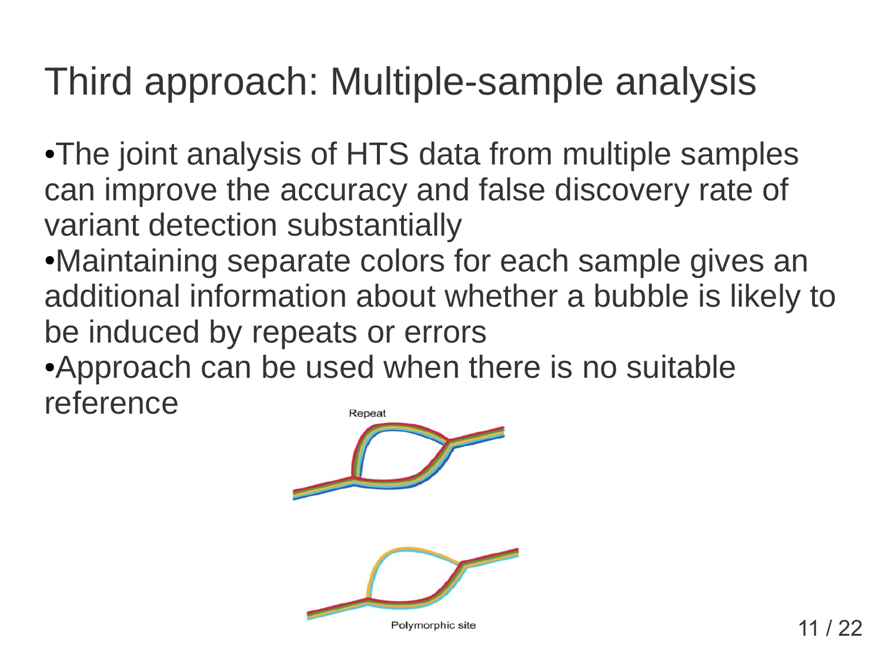# Third approach: Multiple-sample analysis

- The joint analysis of HTS data from multiple samples can improve the accuracy and false discovery rate of variant detection substantially
- Maintaining separate colors for each sample gives an additional information about whether a bubble is likely to be induced by repeats or errors
- Approach can be used when there is no suitable reference

Repeat

Polymorphic site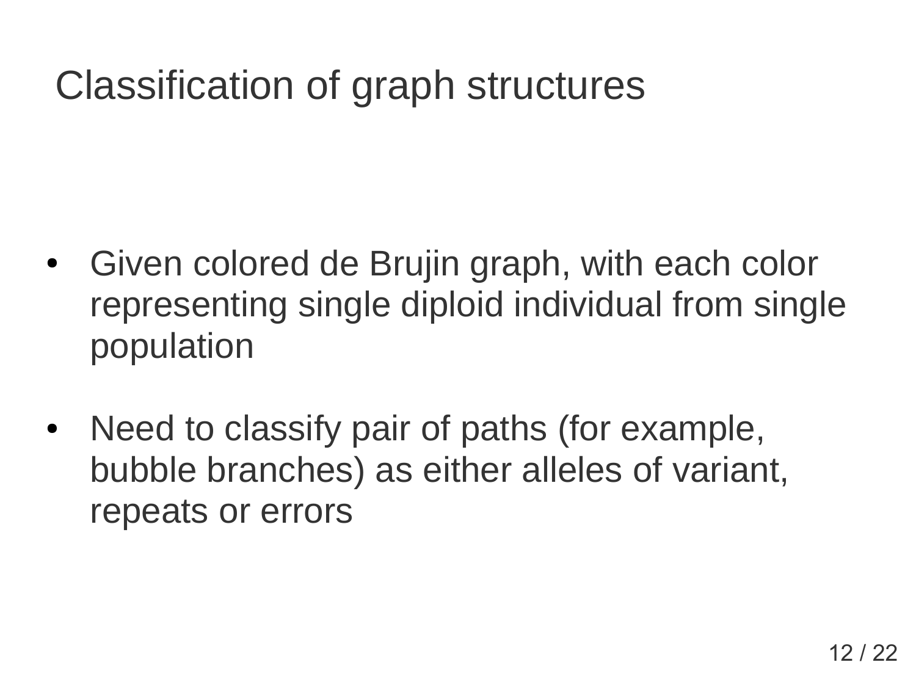# Classification of graph structures

- Given colored de Brujin graph, with each color representing single diploid individual from single population
- Need to classify pair of paths (for example, bubble branches) as either alleles of variant, repeats or errors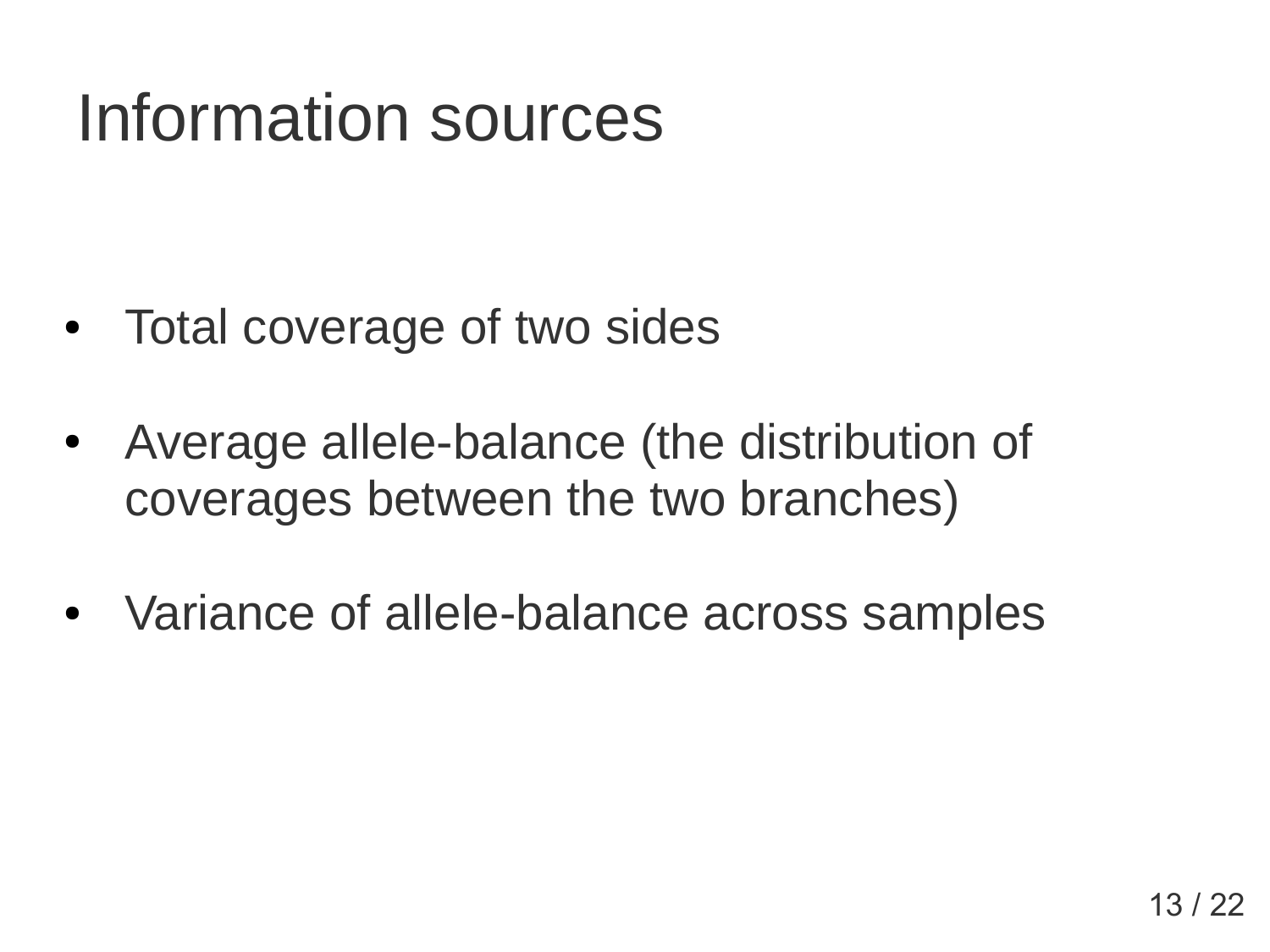# Information sources

- Total coverage of two sides
- Average allele-balance (the distribution of coverages between the two branches)
- Variance of allele-balance across samples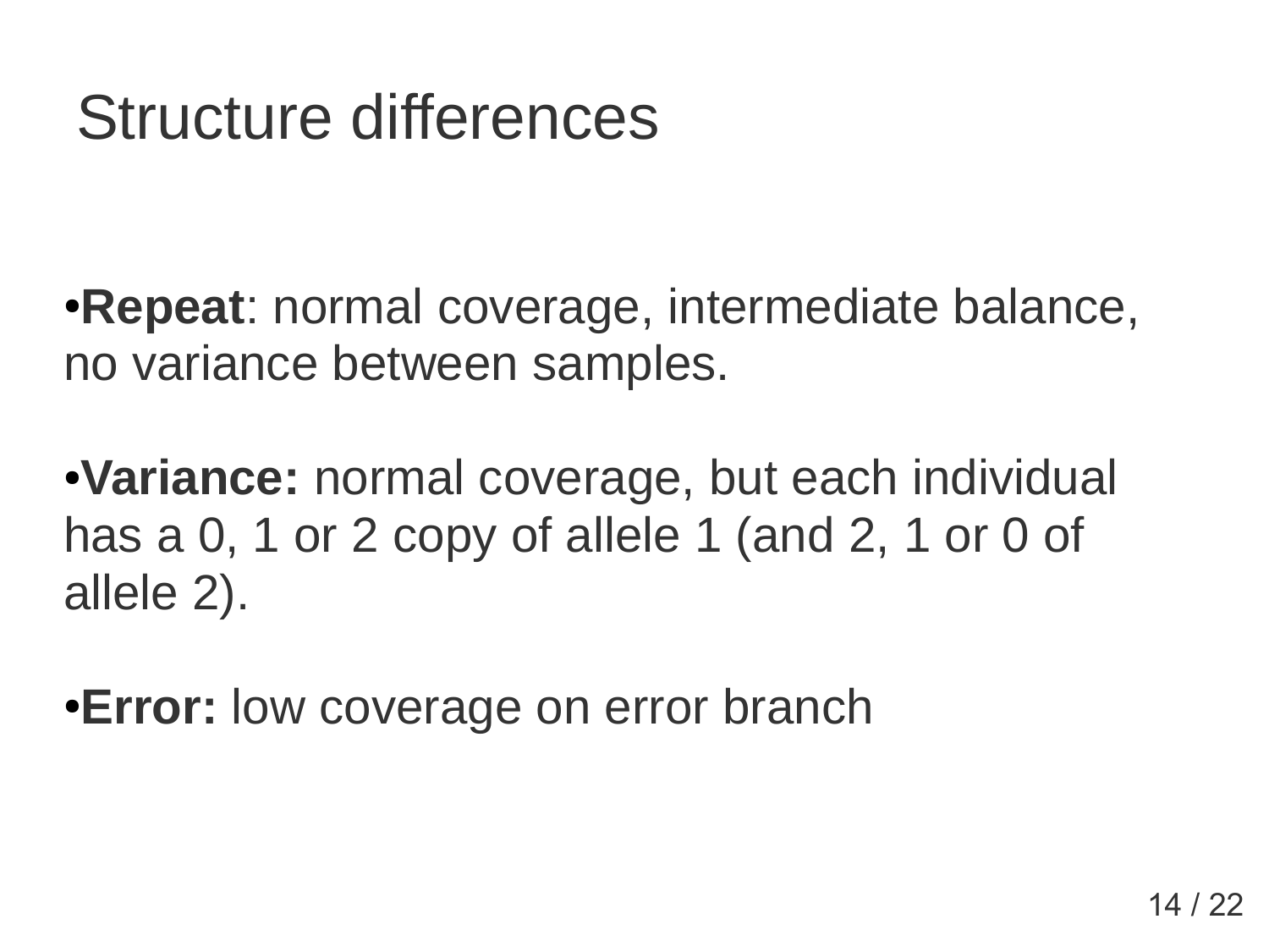# Structure differences

- **Repeat**: normal coverage, intermediate balance, no variance between samples.
- **Variance:** normal coverage, but each individual has a 0, 1 or 2 copy of allele 1 (and 2, 1 or 0 of allele 2).
- **Error:** low coverage on error branch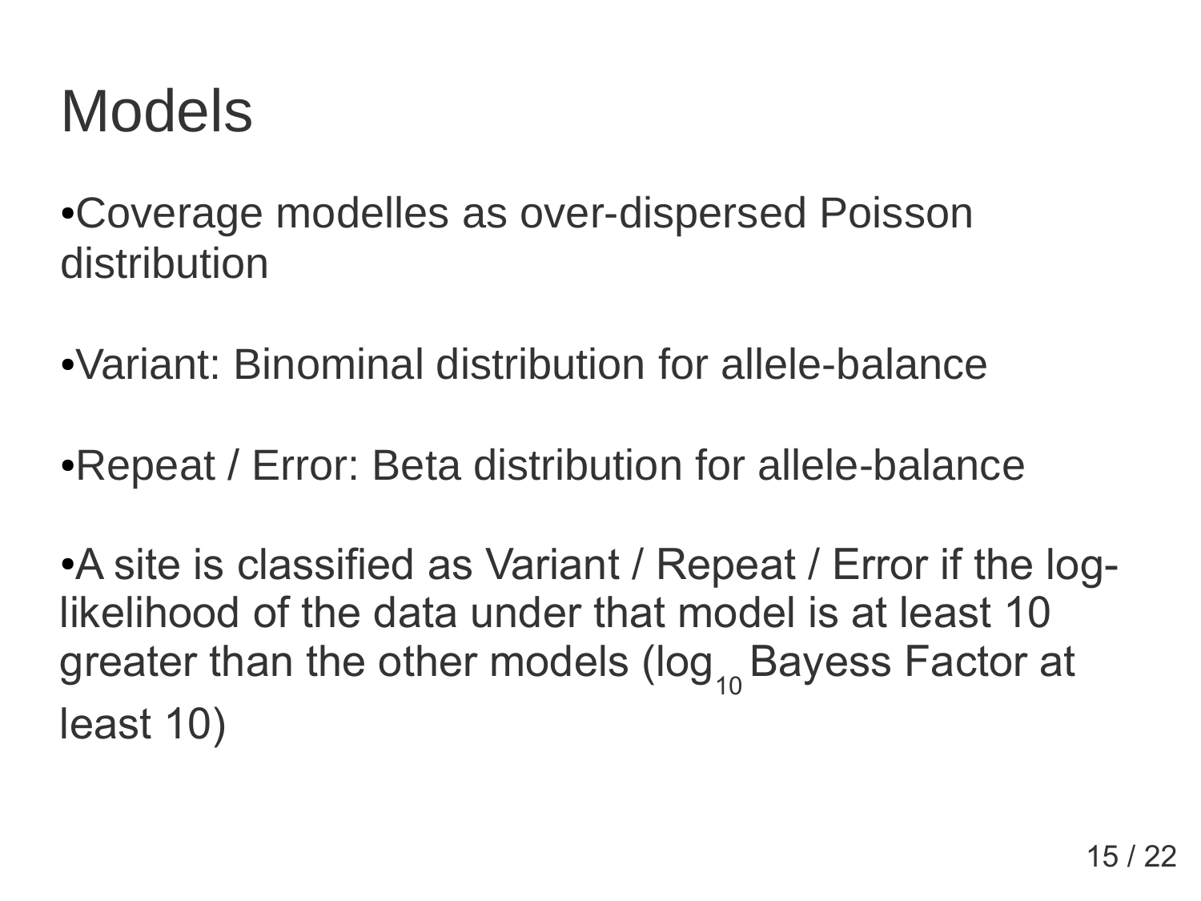# Models

- Coverage modelles as over-dispersed Poisson distribution

- Variant: Binominal distribution for allele-balance

- Repeat / Error: Beta distribution for allele-balance

- A site is classified as Variant / Repeat / Error if the log-likelihood of the data under that model is at least 10 greater than the other models ($\log_{10}$ Bayess Factor at least 10)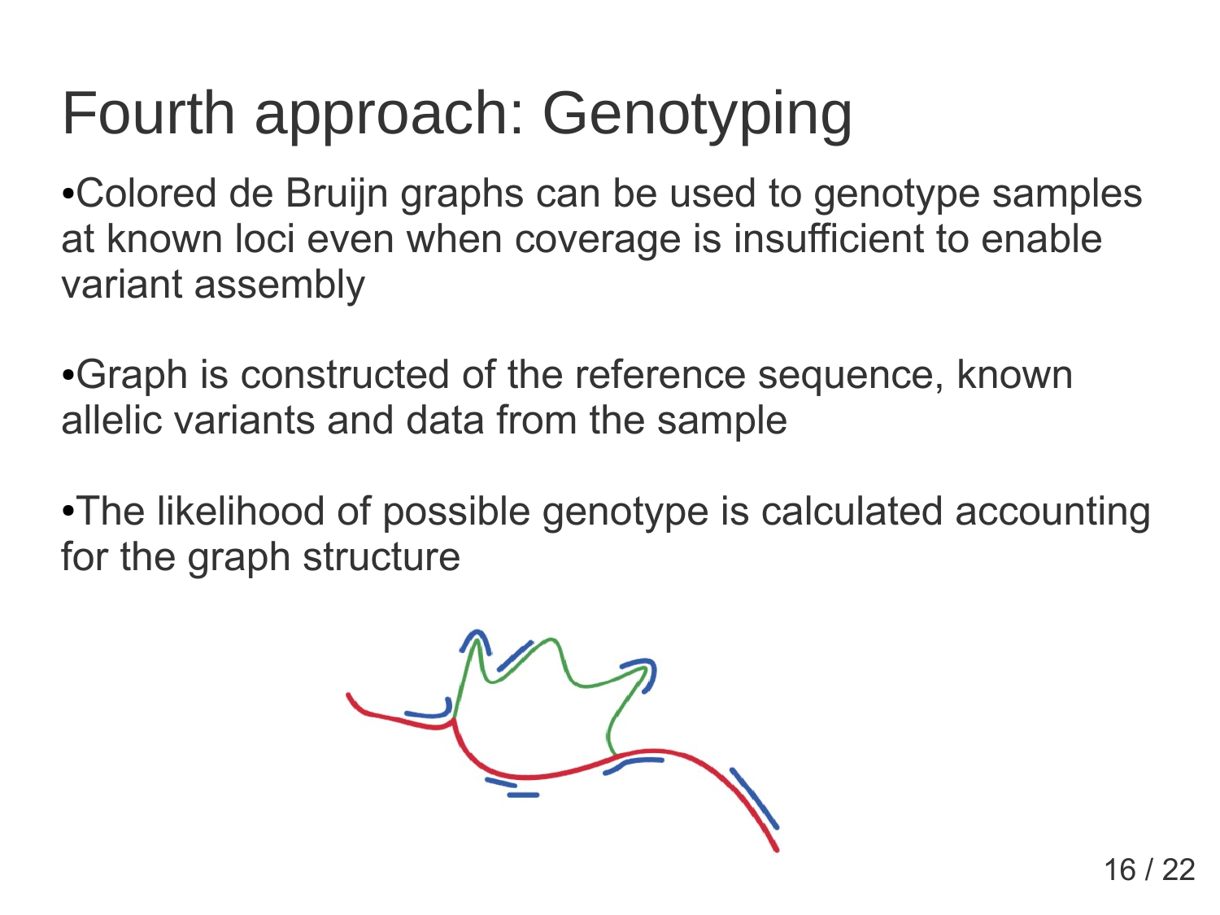# Fourth approach: Genotyping

- Colored de Bruijn graphs can be used to genotype samples at known loci even when coverage is insufficient to enable variant assembly

- Graph is constructed of the reference sequence, known allelic variants and data from the sample

- The likelihood of possible genotype is calculated accounting for the graph structure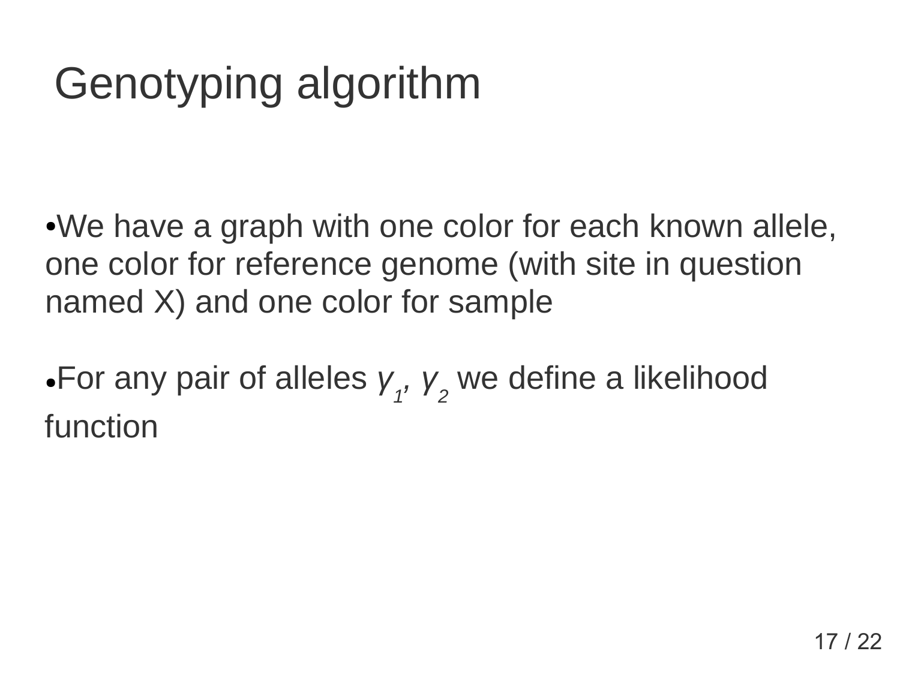# Genotyping algorithm

- We have a graph with one color for each known allele, one color for reference genome (with site in question named X) and one color for sample
- For any pair of alleles $\gamma_1$, $\gamma_2$ we define a likelihood function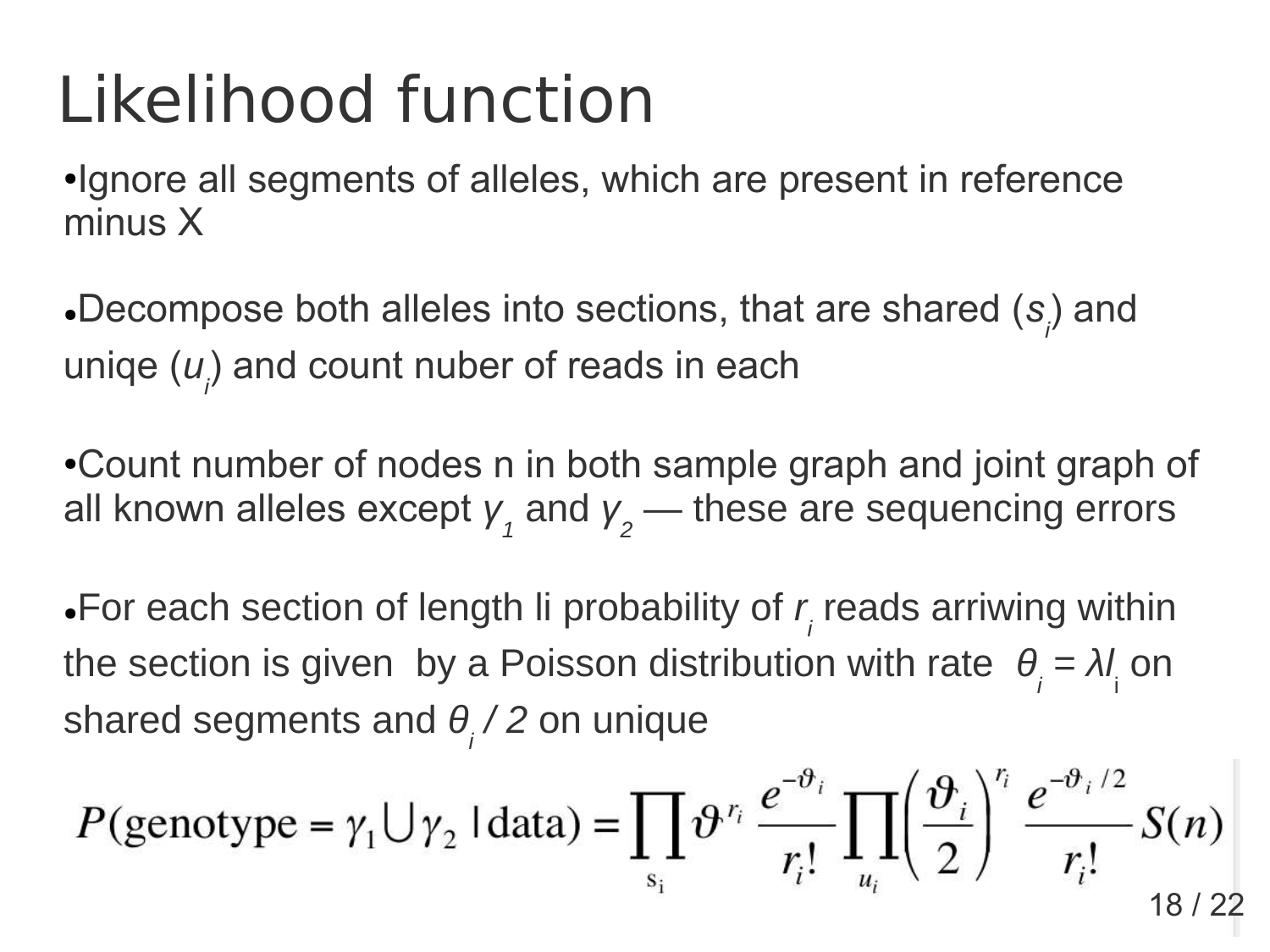# Likelihood function

- Ignore all segments of alleles, which are present in reference minus X
- Decompose both alleles into sections, that are shared ($s_i$) and uniqe ($u_i$) and count nuber of reads in each
- Count number of nodes n in both sample graph and joint graph of all known alleles except $\gamma_1$ and $\gamma_2$ — these are sequencing errors
- For each section of length li probability of $r_i$ reads arriwing within the section is given by a Poisson distribution with rate $\theta_i = \lambda l_i$ on shared segments and $\theta_i / 2$ on unique

$$P(\text{genotype} = \gamma_1 \cup \gamma_2 \mid \text{data}) = \prod_{s_i} \vartheta^{r_i} \frac{e^{-\vartheta_i}}{r_i!} \prod_{u_i} \left(\frac{\vartheta_i}{2}\right)^{r_i} \frac{e^{-\vartheta_i/2}}{r_i!} S(n)$$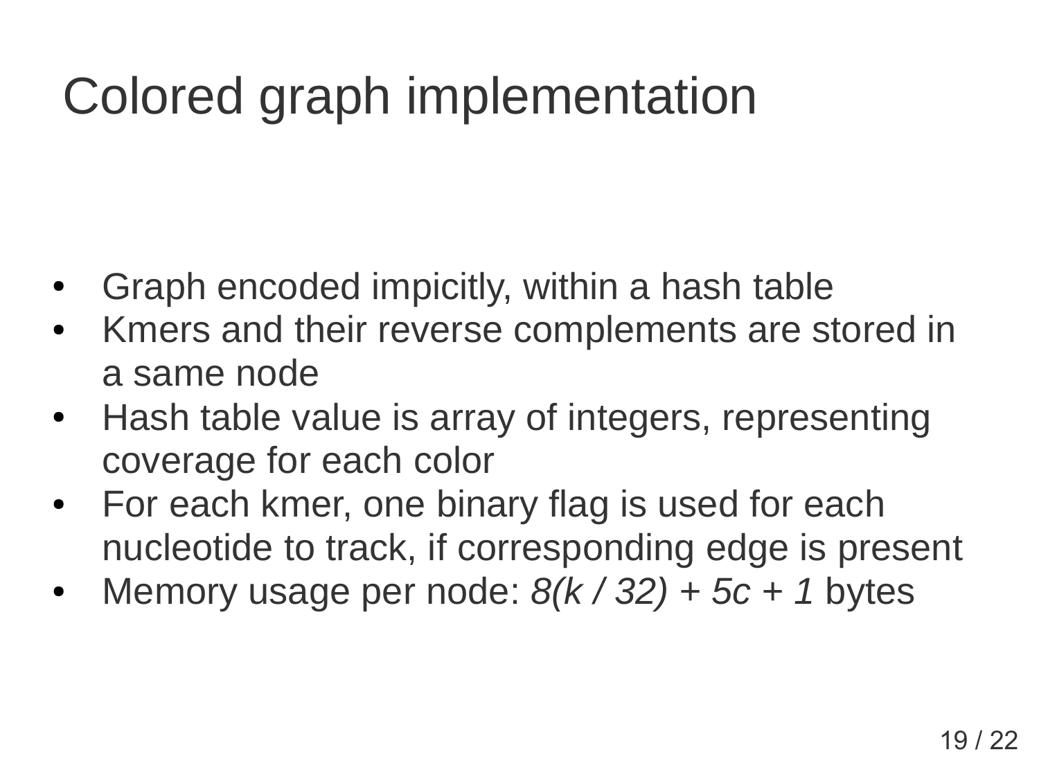# Colored graph implementation

- Graph encoded impicitly, within a hash table
- Kmers and their reverse complements are stored in a same node
- Hash table value is array of integers, representing coverage for each color
- For each kmer, one binary flag is used for each nucleotide to track, if corresponding edge is present
- Memory usage per node: $8(k / 32) + 5c + 1$ bytes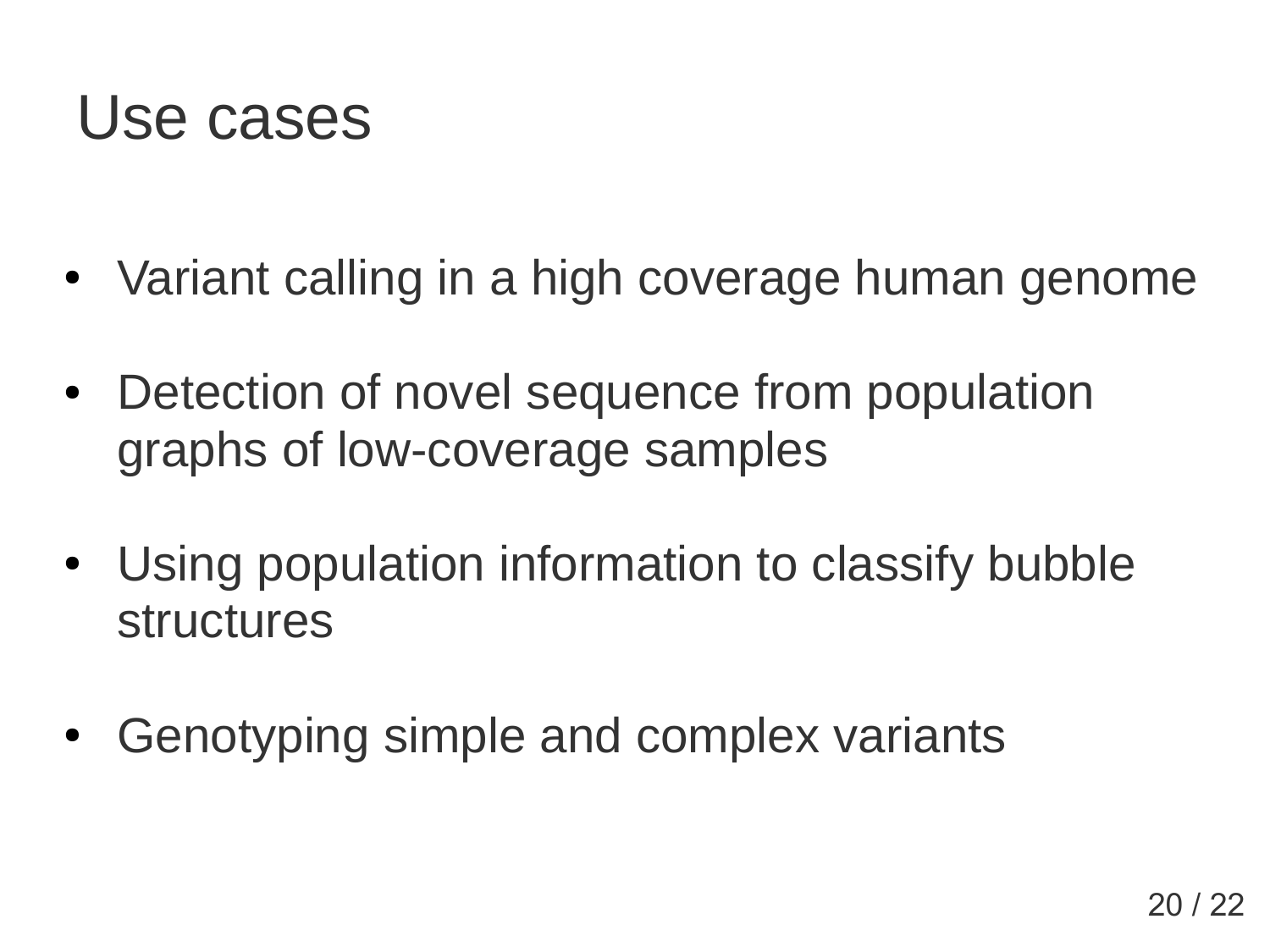# Use cases

- Variant calling in a high coverage human genome
- Detection of novel sequence from population graphs of low-coverage samples
- Using population information to classify bubble structures
- Genotyping simple and complex variants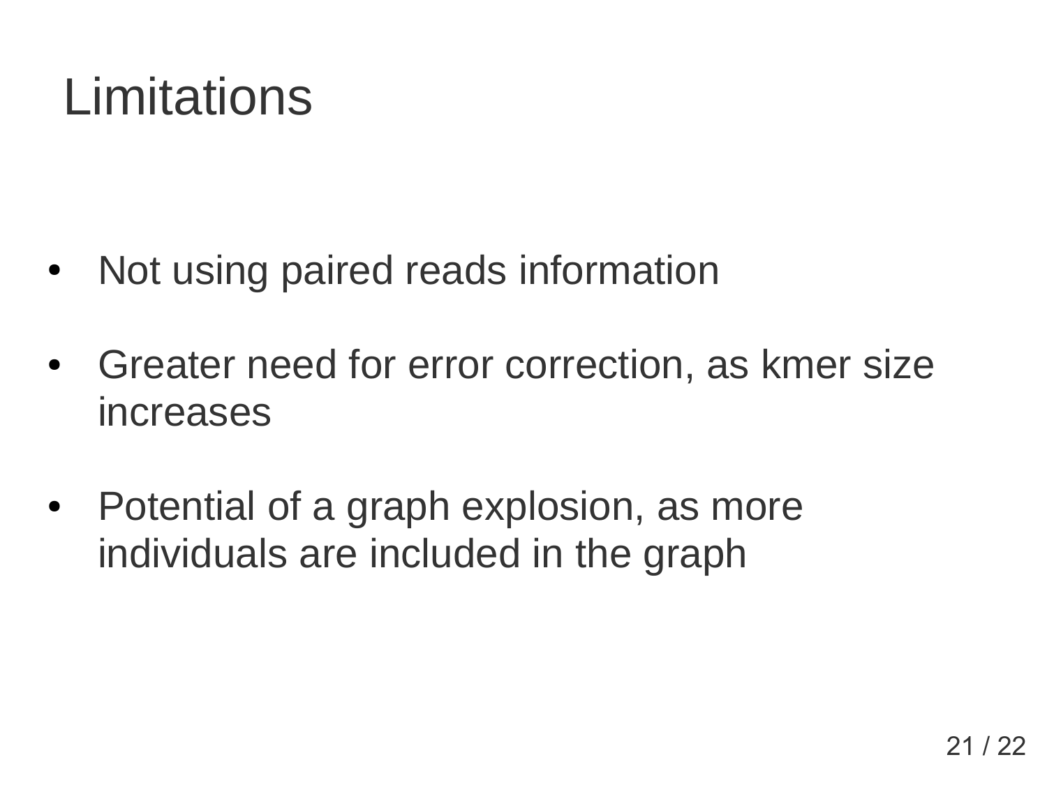# Limitations

- Not using paired reads information
- Greater need for error correction, as kmer size increases
- Potential of a graph explosion, as more individuals are included in the graph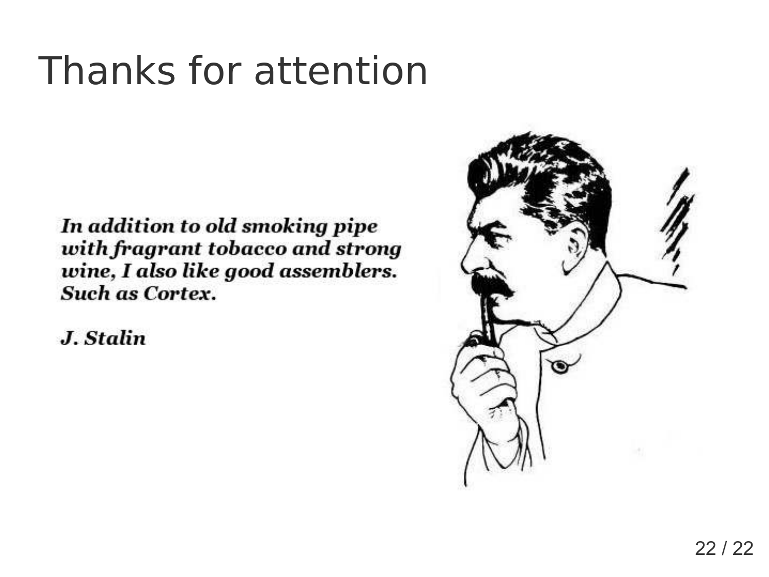# Thanks for attention

***In addition to old smoking pipe with fragrant tobacco and strong wine, I also like good assemblers. Such as Cortex.***

***J. Stalin***